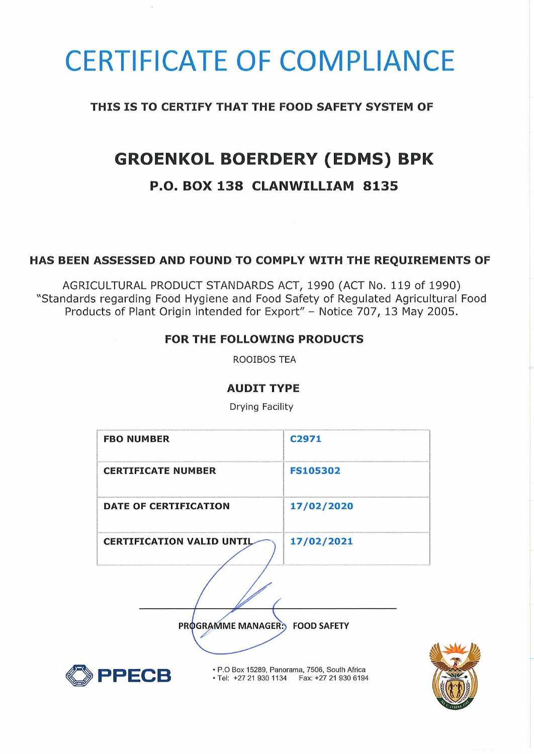# CERTIFICATE OF COMPLIANCE

**THIS IS TO CERTIFY THAT THE FOOD SAFETY SYSTEM OF**

## GROENKOL BOERDERY (EDMS) BPK

### P.O. BOX 138 CLANWILLIAM 8135

**HAS BEEN ASSESSED AND FOUND TO COMPLY WITH THE REQUIREMENTS OF**

AGRICULTURAL PRODUCT STANDARDS ACT, 1990 (ACT No. 119 of 1990) "Standards regarding Food Hygiene and Food Safety of Regulated Agricultural Food Products of Plant Origin intended for Export" – Notice 707, 13 May 2005.

**FOR THE FOLLOWING PRODUCTS**

ROOIBOS TEA

**AUDIT TYPE**

Drying Facility

| | |
|---|---|
| **FBO NUMBER** | **C2971** |
| **CERTIFICATE NUMBER** | **FS105302** |
| **DATE OF CERTIFICATION** | **17/02/2020** |
| **CERTIFICATION VALID UNTIL** | **17/02/2021** |

**PROGRAMME MANAGER: FOOD SAFETY**

**PPECB**

• P.O Box 15289, Panorama, 7506, South Africa
• Tel: +27 21 930 1134 Fax: +27 21 930 6194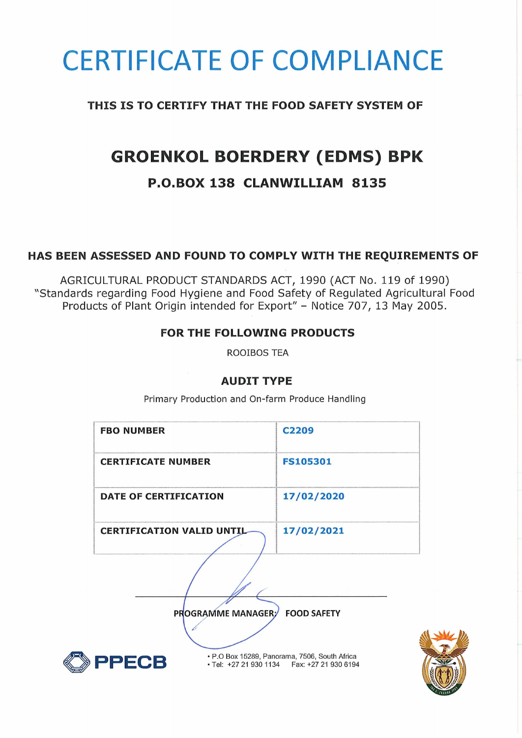# CERTIFICATE OF COMPLIANCE

**THIS IS TO CERTIFY THAT THE FOOD SAFETY SYSTEM OF**

## GROENKOL BOERDERY (EDMS) BPK

**P.O.BOX 138 CLANWILLIAM 8135**

**HAS BEEN ASSESSED AND FOUND TO COMPLY WITH THE REQUIREMENTS OF**

AGRICULTURAL PRODUCT STANDARDS ACT, 1990 (ACT No. 119 of 1990) "Standards regarding Food Hygiene and Food Safety of Regulated Agricultural Food Products of Plant Origin intended for Export" – Notice 707, 13 May 2005.

**FOR THE FOLLOWING PRODUCTS**

ROOIBOS TEA

**AUDIT TYPE**

Primary Production and On-farm Produce Handling

| | |
|---|---|
| **FBO NUMBER** | **C2209** |
| **CERTIFICATE NUMBER** | **FS105301** |
| **DATE OF CERTIFICATION** | **17/02/2020** |
| **CERTIFICATION VALID UNTIL** | **17/02/2021** |

PROGRAMME MANAGER: FOOD SAFETY

PPECB

• P.O Box 15289, Panorama, 7506, South Africa
• Tel: +27 21 930 1134 Fax: +27 21 930 6194